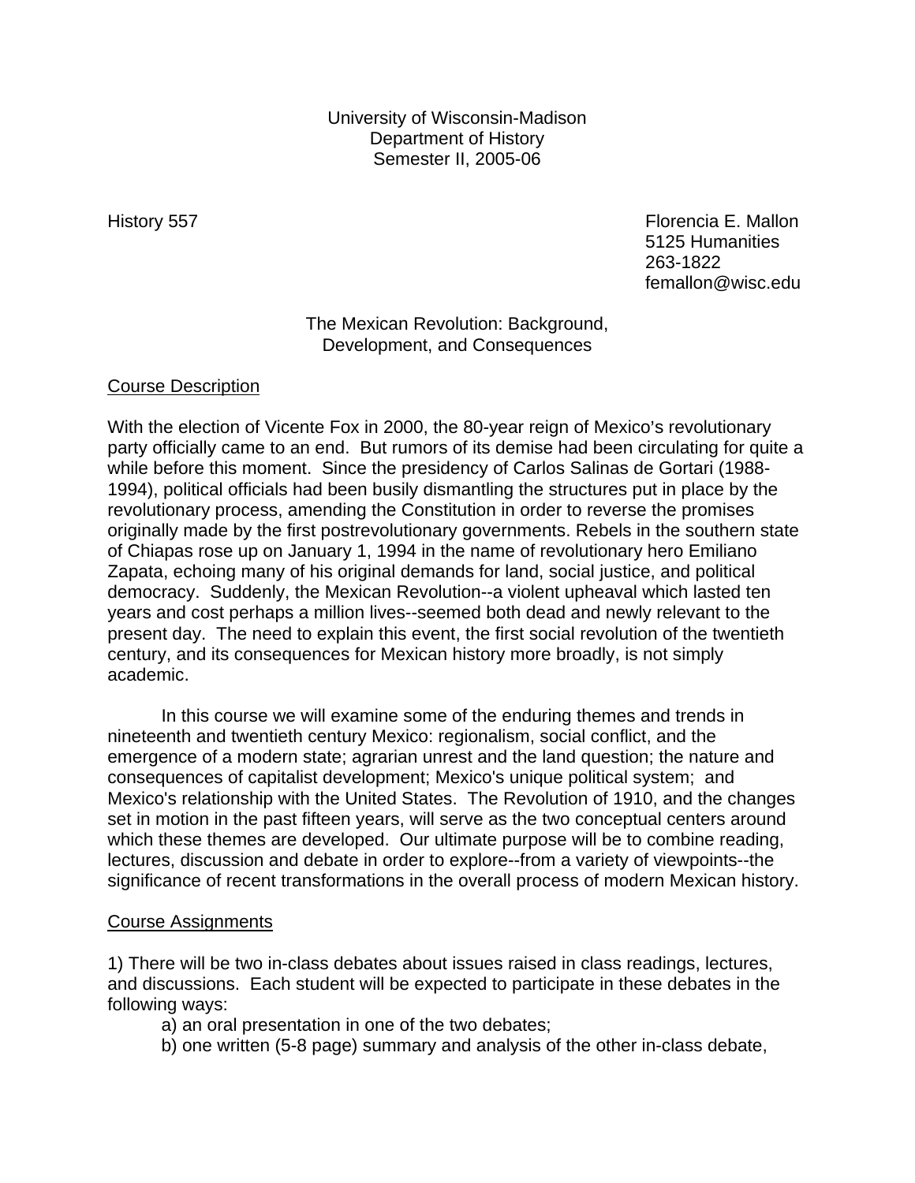University of Wisconsin-Madison
Department of History
Semester II, 2005-06

History 557

Florencia E. Mallon
5125 Humanities
263-1822
femallon@wisc.edu

# The Mexican Revolution: Background, Development, and Consequences

## Course Description

With the election of Vicente Fox in 2000, the 80-year reign of Mexico's revolutionary party officially came to an end. But rumors of its demise had been circulating for quite a while before this moment. Since the presidency of Carlos Salinas de Gortari (1988-1994), political officials had been busily dismantling the structures put in place by the revolutionary process, amending the Constitution in order to reverse the promises originally made by the first postrevolutionary governments. Rebels in the southern state of Chiapas rose up on January 1, 1994 in the name of revolutionary hero Emiliano Zapata, echoing many of his original demands for land, social justice, and political democracy. Suddenly, the Mexican Revolution--a violent upheaval which lasted ten years and cost perhaps a million lives--seemed both dead and newly relevant to the present day. The need to explain this event, the first social revolution of the twentieth century, and its consequences for Mexican history more broadly, is not simply academic.

In this course we will examine some of the enduring themes and trends in nineteenth and twentieth century Mexico: regionalism, social conflict, and the emergence of a modern state; agrarian unrest and the land question; the nature and consequences of capitalist development; Mexico's unique political system; and Mexico's relationship with the United States. The Revolution of 1910, and the changes set in motion in the past fifteen years, will serve as the two conceptual centers around which these themes are developed. Our ultimate purpose will be to combine reading, lectures, discussion and debate in order to explore--from a variety of viewpoints--the significance of recent transformations in the overall process of modern Mexican history.

## Course Assignments

1) There will be two in-class debates about issues raised in class readings, lectures, and discussions. Each student will be expected to participate in these debates in the following ways:

a) an oral presentation in one of the two debates;

b) one written (5-8 page) summary and analysis of the other in-class debate,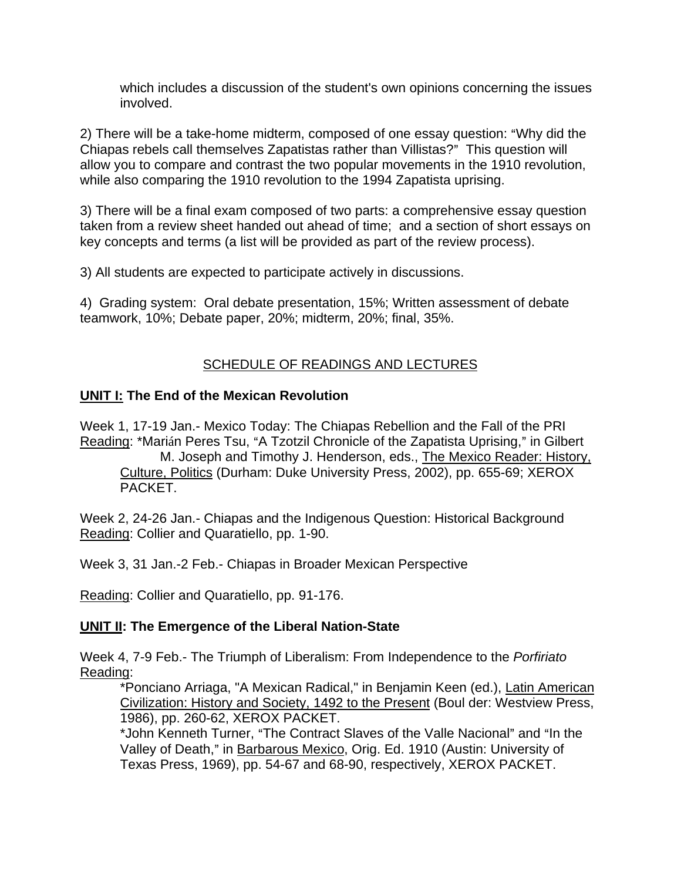which includes a discussion of the student's own opinions concerning the issues involved.

2) There will be a take-home midterm, composed of one essay question: "Why did the Chiapas rebels call themselves Zapatistas rather than Villistas?" This question will allow you to compare and contrast the two popular movements in the 1910 revolution, while also comparing the 1910 revolution to the 1994 Zapatista uprising.

3) There will be a final exam composed of two parts: a comprehensive essay question taken from a review sheet handed out ahead of time; and a section of short essays on key concepts and terms (a list will be provided as part of the review process).

3) All students are expected to participate actively in discussions.

4) Grading system: Oral debate presentation, 15%; Written assessment of debate teamwork, 10%; Debate paper, 20%; midterm, 20%; final, 35%.

## SCHEDULE OF READINGS AND LECTURES

### **UNIT I: The End of the Mexican Revolution**

Week 1, 17-19 Jan.- Mexico Today: The Chiapas Rebellion and the Fall of the PRI
Reading: *Marián Peres Tsu, "A Tzotzil Chronicle of the Zapatista Uprising," in Gilbert M. Joseph and Timothy J. Henderson, eds., The Mexico Reader: History, Culture, Politics (Durham: Duke University Press, 2002), pp. 655-69; XEROX PACKET.

Week 2, 24-26 Jan.- Chiapas and the Indigenous Question: Historical Background
Reading: Collier and Quaratiello, pp. 1-90.

Week 3, 31 Jan.-2 Feb.- Chiapas in Broader Mexican Perspective

Reading: Collier and Quaratiello, pp. 91-176.

### **UNIT II: The Emergence of the Liberal Nation-State**

Week 4, 7-9 Feb.- The Triumph of Liberalism: From Independence to the *Porfiriato*
Reading:

*Ponciano Arriaga, "A Mexican Radical," in Benjamin Keen (ed.), Latin American Civilization: History and Society, 1492 to the Present (Boul der: Westview Press, 1986), pp. 260-62, XEROX PACKET.

*John Kenneth Turner, "The Contract Slaves of the Valle Nacional" and "In the Valley of Death," in Barbarous Mexico, Orig. Ed. 1910 (Austin: University of Texas Press, 1969), pp. 54-67 and 68-90, respectively, XEROX PACKET.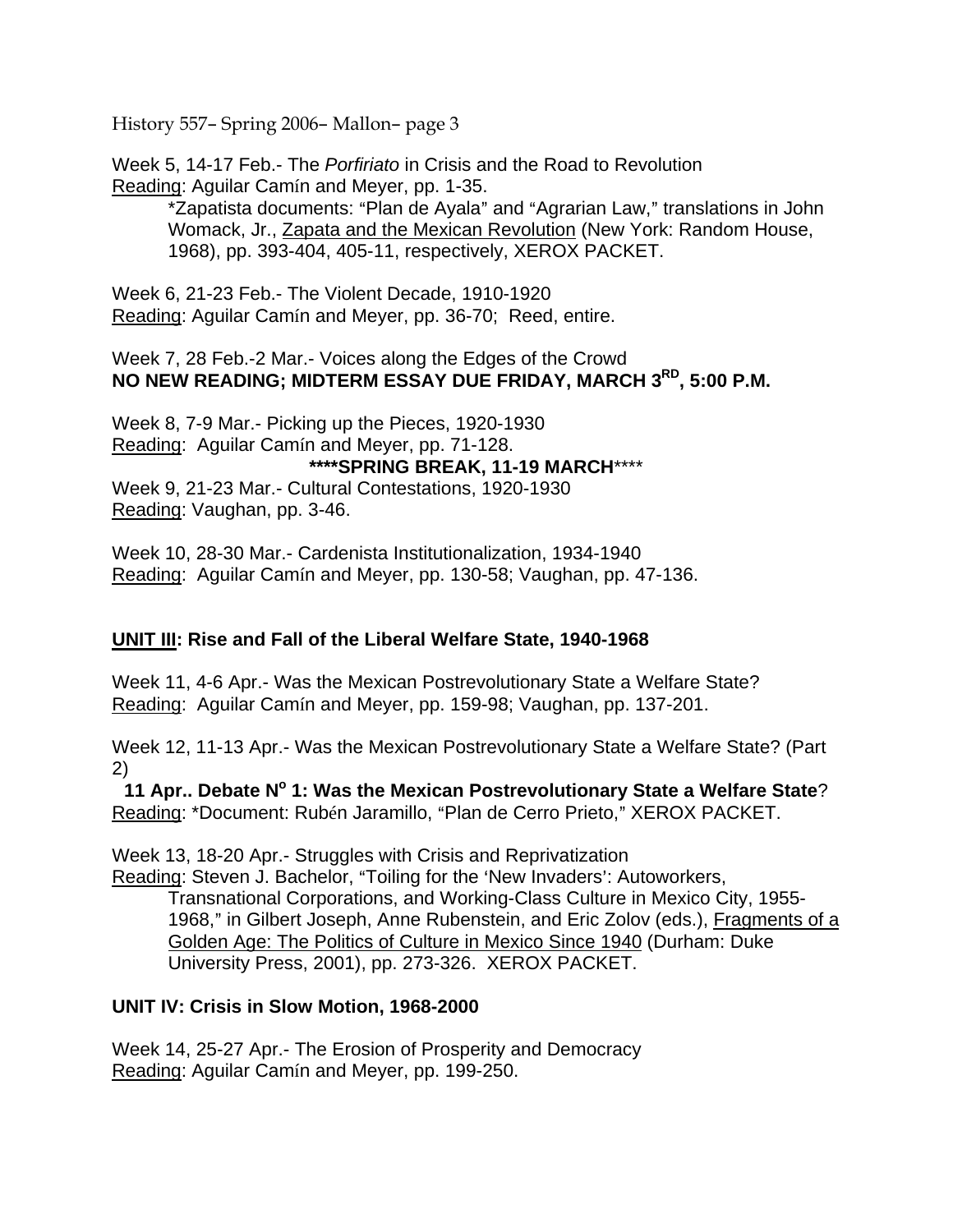Week 5, 14-17 Feb.- The *Porfiriato* in Crisis and the Road to Revolution
Reading: Aguilar Camín and Meyer, pp. 1-35.

> *Zapatista documents: "Plan de Ayala" and "Agrarian Law," translations in John Womack, Jr., Zapata and the Mexican Revolution (New York: Random House, 1968), pp. 393-404, 405-11, respectively, XEROX PACKET.

Week 6, 21-23 Feb.- The Violent Decade, 1910-1920
Reading: Aguilar Camín and Meyer, pp. 36-70; Reed, entire.

Week 7, 28 Feb.-2 Mar.- Voices along the Edges of the Crowd
**NO NEW READING; MIDTERM ESSAY DUE FRIDAY, MARCH 3RD, 5:00 P.M.**

Week 8, 7-9 Mar.- Picking up the Pieces, 1920-1930
Reading: Aguilar Camín and Meyer, pp. 71-128.

**\*\*\*\*SPRING BREAK, 11-19 MARCH**\*\*\*\*

Week 9, 21-23 Mar.- Cultural Contestations, 1920-1930
Reading: Vaughan, pp. 3-46.

Week 10, 28-30 Mar.- Cardenista Institutionalization, 1934-1940
Reading: Aguilar Camín and Meyer, pp. 130-58; Vaughan, pp. 47-136.

## UNIT III: Rise and Fall of the Liberal Welfare State, 1940-1968

Week 11, 4-6 Apr.- Was the Mexican Postrevolutionary State a Welfare State?
Reading: Aguilar Camín and Meyer, pp. 159-98; Vaughan, pp. 137-201.

Week 12, 11-13 Apr.- Was the Mexican Postrevolutionary State a Welfare State? (Part 2)

**11 Apr.. Debate Nº 1: Was the Mexican Postrevolutionary State a Welfare State**?
Reading: *Document: Rubén Jaramillo, "Plan de Cerro Prieto," XEROX PACKET.

Week 13, 18-20 Apr.- Struggles with Crisis and Reprivatization
Reading: Steven J. Bachelor, "Toiling for the 'New Invaders': Autoworkers, Transnational Corporations, and Working-Class Culture in Mexico City, 1955-1968," in Gilbert Joseph, Anne Rubenstein, and Eric Zolov (eds.), Fragments of a Golden Age: The Politics of Culture in Mexico Since 1940 (Durham: Duke University Press, 2001), pp. 273-326. XEROX PACKET.

## UNIT IV: Crisis in Slow Motion, 1968-2000

Week 14, 25-27 Apr.- The Erosion of Prosperity and Democracy
Reading: Aguilar Camín and Meyer, pp. 199-250.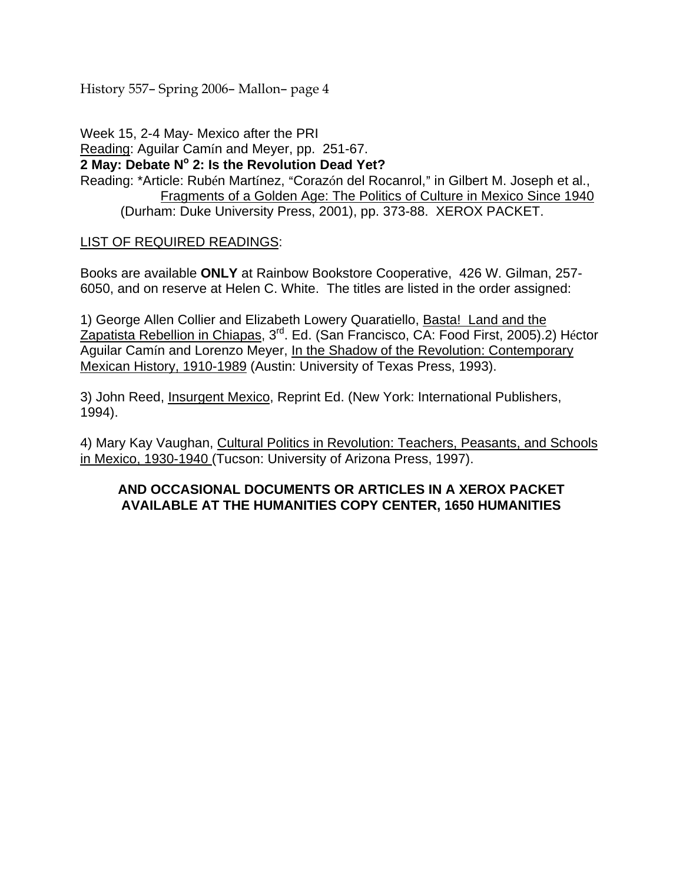Week 15, 2-4 May- Mexico after the PRI

Reading: Aguilar Camín and Meyer, pp. 251-67.

**2 May: Debate N$^{o}$ 2: Is the Revolution Dead Yet?**

Reading: *Article: Rubén Martínez, "Corazón del Rocanrol," in Gilbert M. Joseph et al., Fragments of a Golden Age: The Politics of Culture in Mexico Since 1940 (Durham: Duke University Press, 2001), pp. 373-88. XEROX PACKET.

LIST OF REQUIRED READINGS:

Books are available **ONLY** at Rainbow Bookstore Cooperative, 426 W. Gilman, 257-6050, and on reserve at Helen C. White. The titles are listed in the order assigned:

1) George Allen Collier and Elizabeth Lowery Quaratiello, Basta! Land and the Zapatista Rebellion in Chiapas, 3rd. Ed. (San Francisco, CA: Food First, 2005).2) Héctor Aguilar Camín and Lorenzo Meyer, In the Shadow of the Revolution: Contemporary Mexican History, 1910-1989 (Austin: University of Texas Press, 1993).

3) John Reed, Insurgent Mexico, Reprint Ed. (New York: International Publishers, 1994).

4) Mary Kay Vaughan, Cultural Politics in Revolution: Teachers, Peasants, and Schools in Mexico, 1930-1940 (Tucson: University of Arizona Press, 1997).

**AND OCCASIONAL DOCUMENTS OR ARTICLES IN A XEROX PACKET AVAILABLE AT THE HUMANITIES COPY CENTER, 1650 HUMANITIES**